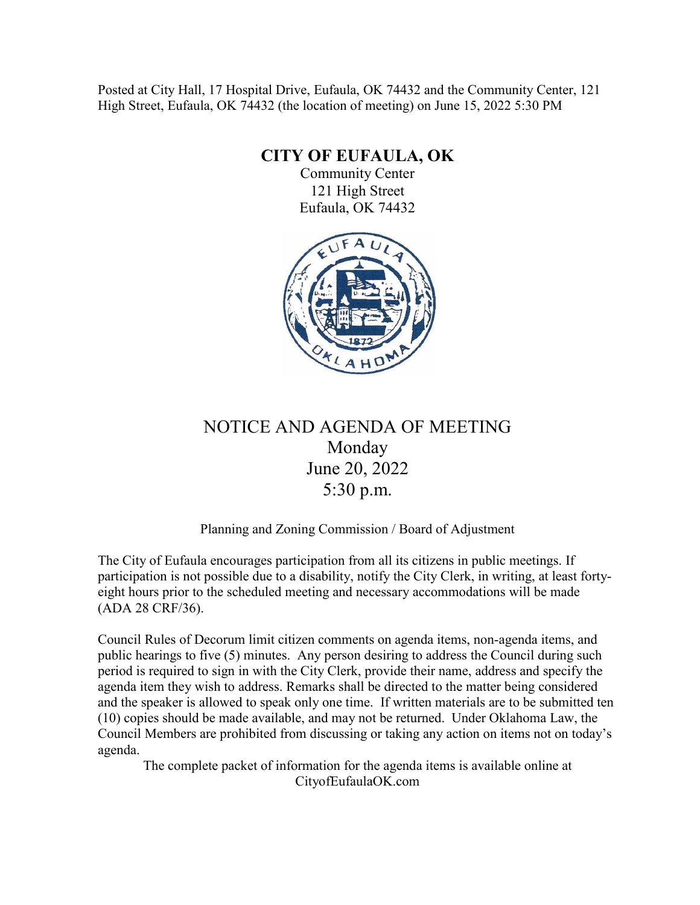Posted at City Hall, 17 Hospital Drive, Eufaula, OK 74432 and the Community Center, 121 High Street, Eufaula, OK 74432 (the location of meeting) on June 15, 2022 5:30 PM

# CITY OF EUFAULA, OK

Community Center
121 High Street
Eufaula, OK 74432

## NOTICE AND AGENDA OF MEETING

Monday
June 20, 2022
5:30 p.m.

Planning and Zoning Commission / Board of Adjustment

The City of Eufaula encourages participation from all its citizens in public meetings. If participation is not possible due to a disability, notify the City Clerk, in writing, at least forty-eight hours prior to the scheduled meeting and necessary accommodations will be made (ADA 28 CRF/36).

Council Rules of Decorum limit citizen comments on agenda items, non-agenda items, and public hearings to five (5) minutes. Any person desiring to address the Council during such period is required to sign in with the City Clerk, provide their name, address and specify the agenda item they wish to address. Remarks shall be directed to the matter being considered and the speaker is allowed to speak only one time. If written materials are to be submitted ten (10) copies should be made available, and may not be returned. Under Oklahoma Law, the Council Members are prohibited from discussing or taking any action on items not on today's agenda.

The complete packet of information for the agenda items is available online at CityofEufaulaOK.com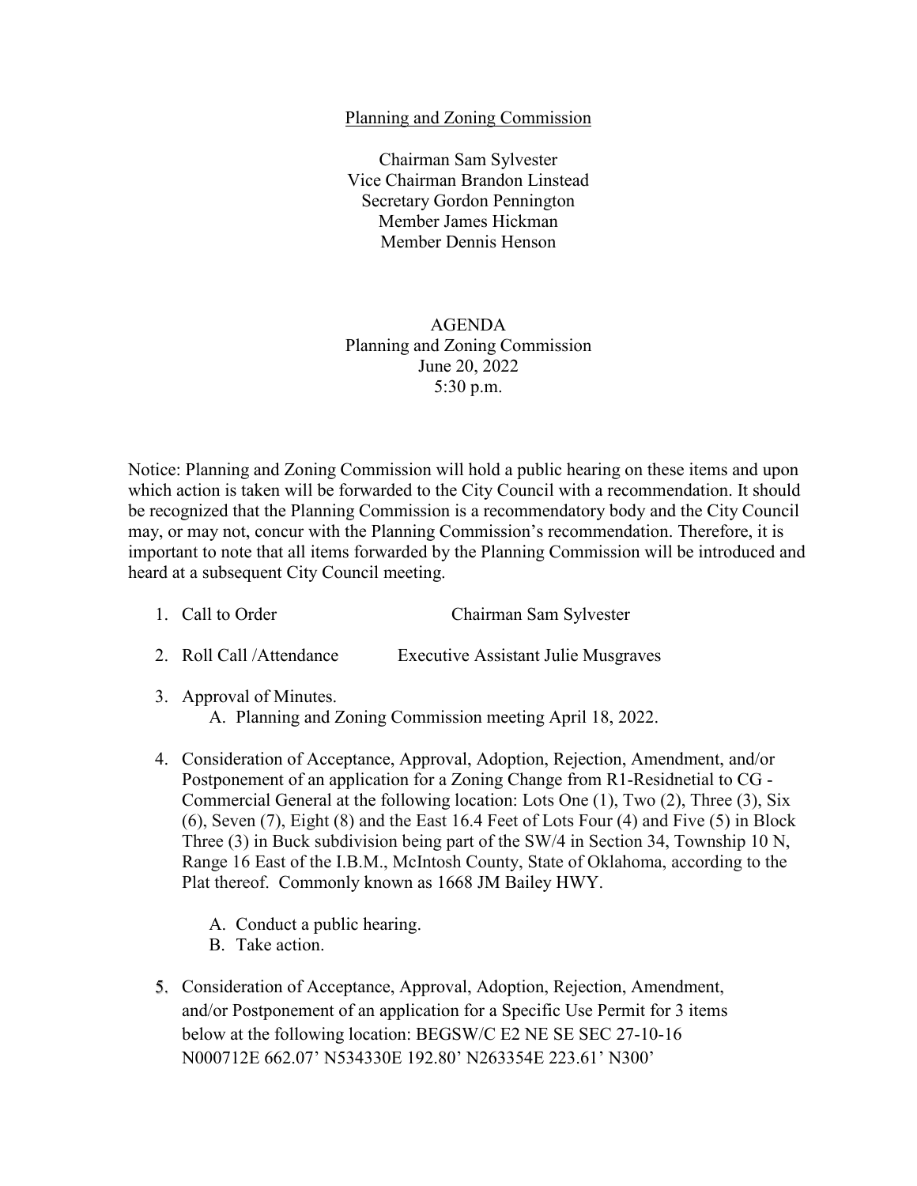Planning and Zoning Commission

Chairman Sam Sylvester
Vice Chairman Brandon Linstead
Secretary Gordon Pennington
Member James Hickman
Member Dennis Henson

AGENDA
Planning and Zoning Commission
June 20, 2022
5:30 p.m.

Notice: Planning and Zoning Commission will hold a public hearing on these items and upon which action is taken will be forwarded to the City Council with a recommendation. It should be recognized that the Planning Commission is a recommendatory body and the City Council may, or may not, concur with the Planning Commission's recommendation. Therefore, it is important to note that all items forwarded by the Planning Commission will be introduced and heard at a subsequent City Council meeting.

1. Call to Order — Chairman Sam Sylvester

2. Roll Call /Attendance — Executive Assistant Julie Musgraves

3. Approval of Minutes.
   A. Planning and Zoning Commission meeting April 18, 2022.

4. Consideration of Acceptance, Approval, Adoption, Rejection, Amendment, and/or Postponement of an application for a Zoning Change from R1-Residnetial to CG - Commercial General at the following location: Lots One (1), Two (2), Three (3), Six (6), Seven (7), Eight (8) and the East 16.4 Feet of Lots Four (4) and Five (5) in Block Three (3) in Buck subdivision being part of the SW/4 in Section 34, Township 10 N, Range 16 East of the I.B.M., McIntosh County, State of Oklahoma, according to the Plat thereof. Commonly known as 1668 JM Bailey HWY.

   A. Conduct a public hearing.
   B. Take action.

5. Consideration of Acceptance, Approval, Adoption, Rejection, Amendment, and/or Postponement of an application for a Specific Use Permit for 3 items below at the following location: BEGSW/C E2 NE SE SEC 27-10-16 N000712E 662.07' N534330E 192.80' N263354E 223.61' N300'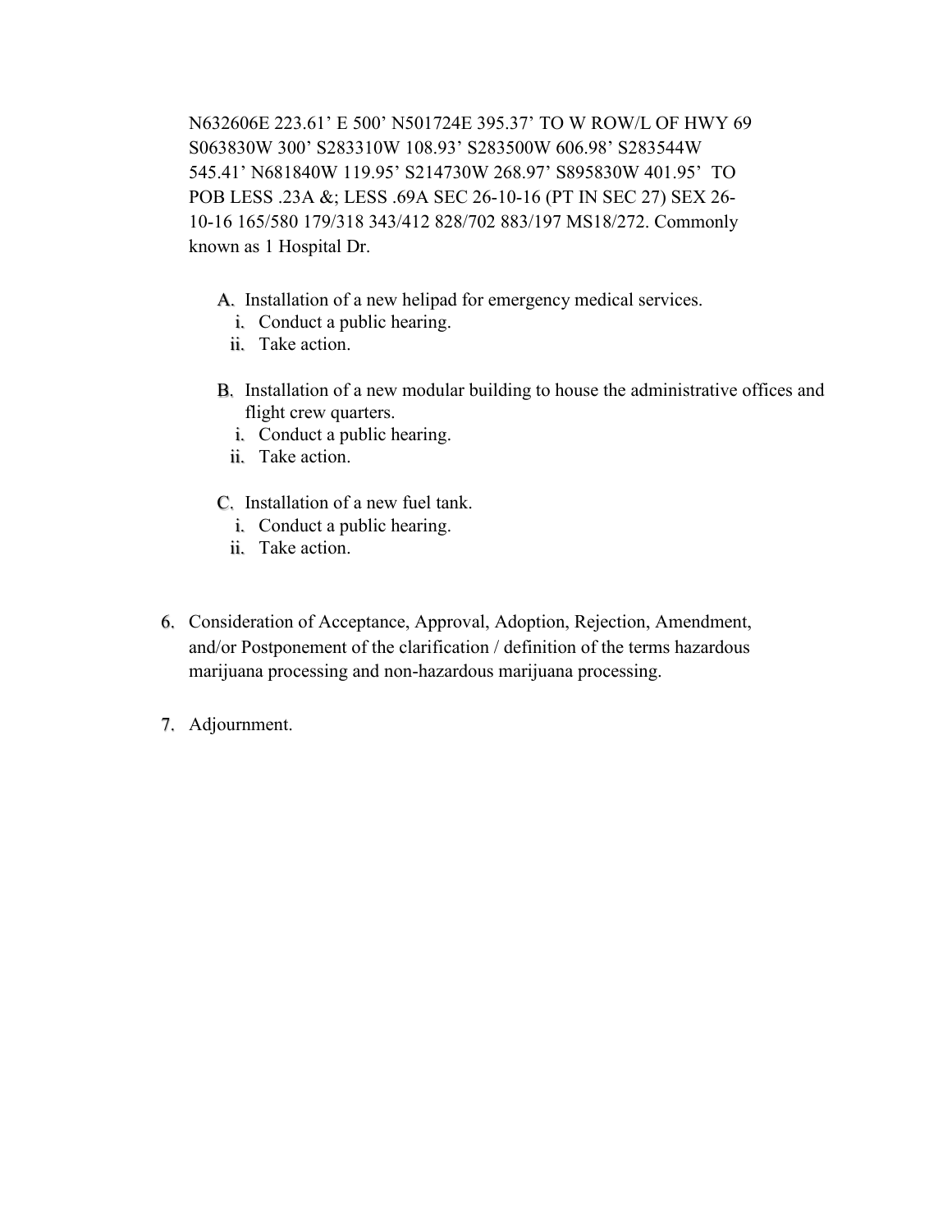N632606E 223.61' E 500' N501724E 395.37' TO W ROW/L OF HWY 69 S063830W 300' S283310W 108.93' S283500W 606.98' S283544W 545.41' N681840W 119.95' S214730W 268.97' S895830W 401.95' TO POB LESS .23A &; LESS .69A SEC 26-10-16 (PT IN SEC 27) SEX 26-10-16 165/580 179/318 343/412 828/702 883/197 MS18/272. Commonly known as 1 Hospital Dr.

A. Installation of a new helipad for emergency medical services.
   i. Conduct a public hearing.
   ii. Take action.

B. Installation of a new modular building to house the administrative offices and flight crew quarters.
   i. Conduct a public hearing.
   ii. Take action.

C. Installation of a new fuel tank.
   i. Conduct a public hearing.
   ii. Take action.

6. Consideration of Acceptance, Approval, Adoption, Rejection, Amendment, and/or Postponement of the clarification / definition of the terms hazardous marijuana processing and non-hazardous marijuana processing.

7. Adjournment.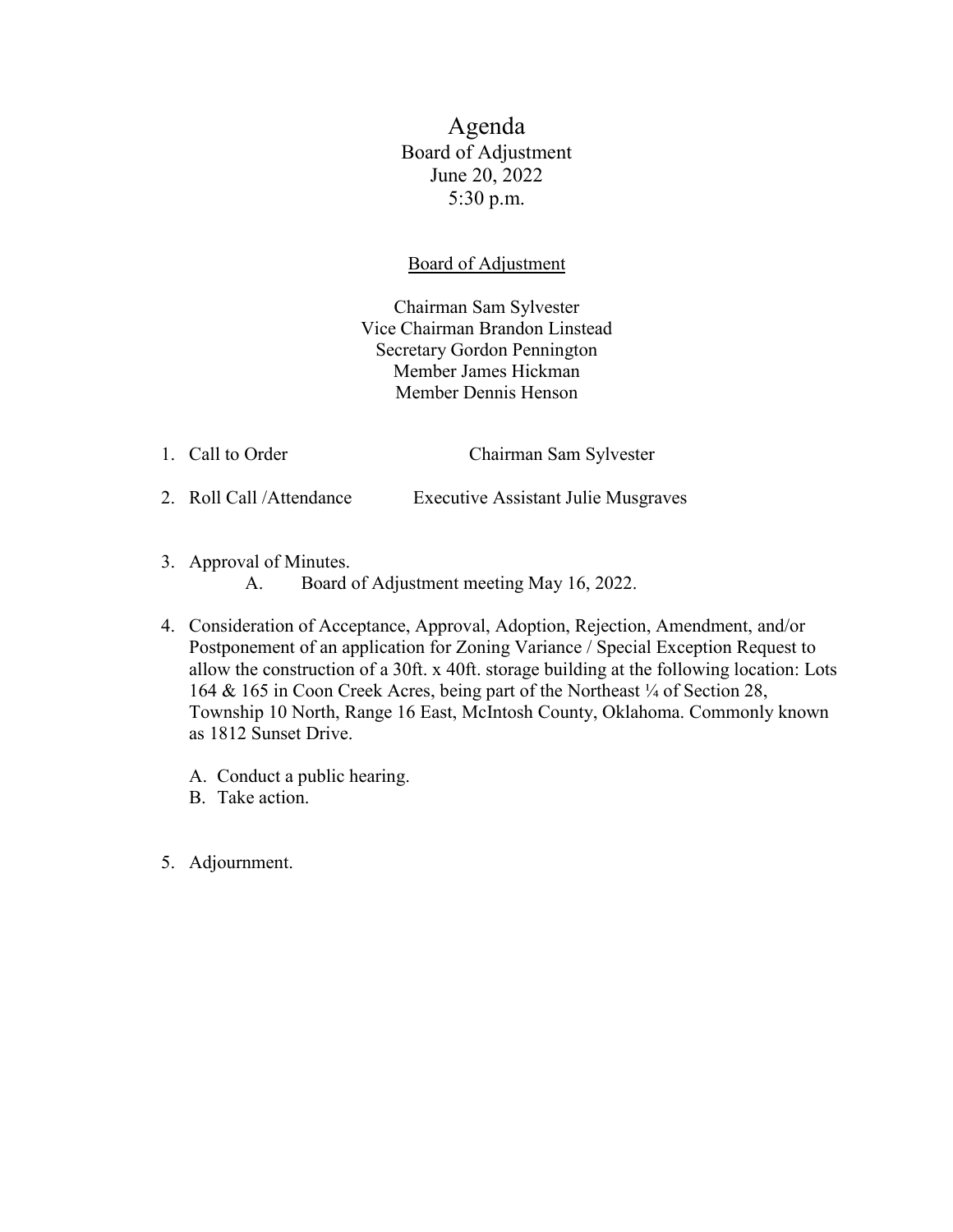# Agenda

Board of Adjustment
June 20, 2022
5:30 p.m.

<u>Board of Adjustment</u>

Chairman Sam Sylvester
Vice Chairman Brandon Linstead
Secretary Gordon Pennington
Member James Hickman
Member Dennis Henson

1. Call to Order — Chairman Sam Sylvester

2. Roll Call /Attendance — Executive Assistant Julie Musgraves

3. Approval of Minutes.
   A. Board of Adjustment meeting May 16, 2022.

4. Consideration of Acceptance, Approval, Adoption, Rejection, Amendment, and/or Postponement of an application for Zoning Variance / Special Exception Request to allow the construction of a 30ft. x 40ft. storage building at the following location: Lots 164 & 165 in Coon Creek Acres, being part of the Northeast ¼ of Section 28, Township 10 North, Range 16 East, McIntosh County, Oklahoma. Commonly known as 1812 Sunset Drive.

   A. Conduct a public hearing.
   B. Take action.

5. Adjournment.